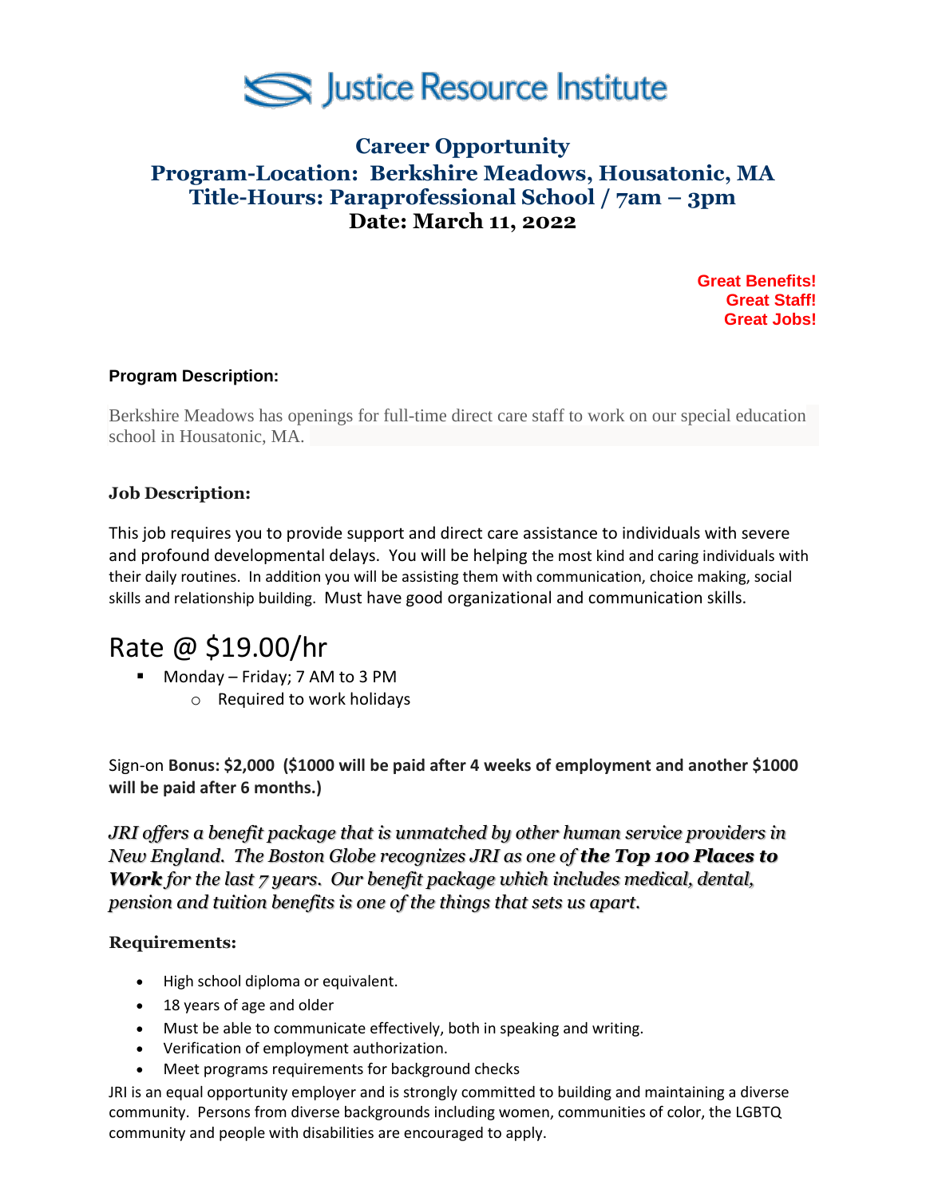# Justice Resource Institute

## Career Opportunity
## Program-Location: Berkshire Meadows, Housatonic, MA
## Title-Hours: Paraprofessional School / 7am – 3pm
## Date: March 11, 2022

**Great Benefits!**
**Great Staff!**
**Great Jobs!**

**Program Description:**

Berkshire Meadows has openings for full-time direct care staff to work on our special education school in Housatonic, MA.

**Job Description:**

This job requires you to provide support and direct care assistance to individuals with severe and profound developmental delays. You will be helping the most kind and caring individuals with their daily routines. In addition you will be assisting them with communication, choice making, social skills and relationship building. Must have good organizational and communication skills.

## Rate @ $19.00/hr

- Monday – Friday; 7 AM to 3 PM
  - Required to work holidays

Sign-on **Bonus: $2,000 ($1000 will be paid after 4 weeks of employment and another $1000 will be paid after 6 months.)**

*JRI offers a benefit package that is unmatched by other human service providers in New England. The Boston Globe recognizes JRI as one of* ***the Top 100 Places to Work*** *for the last 7 years. Our benefit package which includes medical, dental, pension and tuition benefits is one of the things that sets us apart.*

**Requirements:**

- High school diploma or equivalent.
- 18 years of age and older
- Must be able to communicate effectively, both in speaking and writing.
- Verification of employment authorization.
- Meet programs requirements for background checks

JRI is an equal opportunity employer and is strongly committed to building and maintaining a diverse community. Persons from diverse backgrounds including women, communities of color, the LGBTQ community and people with disabilities are encouraged to apply.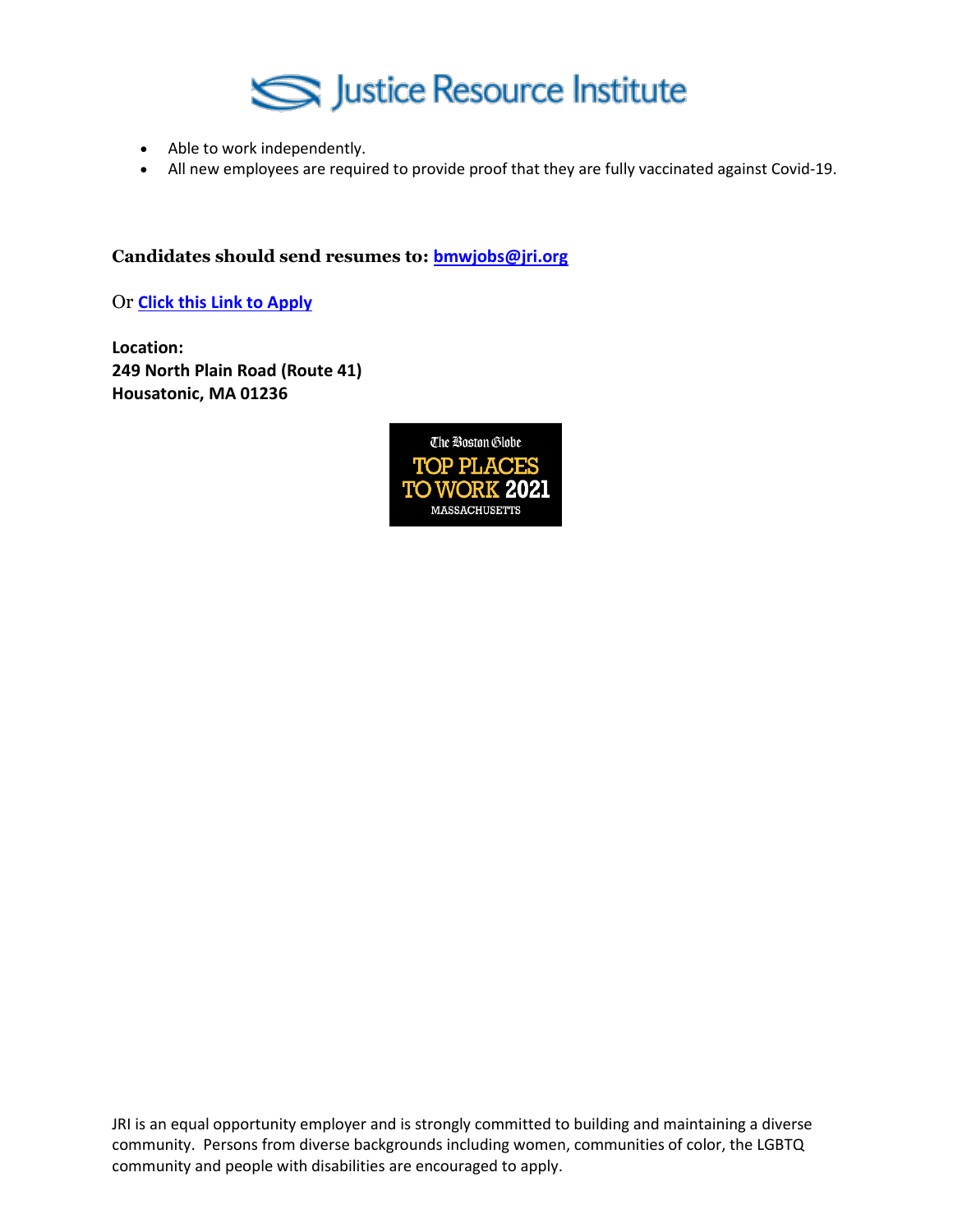- Able to work independently.
- All new employees are required to provide proof that they are fully vaccinated against Covid-19.

**Candidates should send resumes to: bmwjobs@jri.org**

Or **Click this Link to Apply**

**Location:**
**249 North Plain Road (Route 41)**
**Housatonic, MA 01236**

The Boston Globe TOP PLACES TO WORK 2021 MASSACHUSETTS

JRI is an equal opportunity employer and is strongly committed to building and maintaining a diverse community. Persons from diverse backgrounds including women, communities of color, the LGBTQ community and people with disabilities are encouraged to apply.